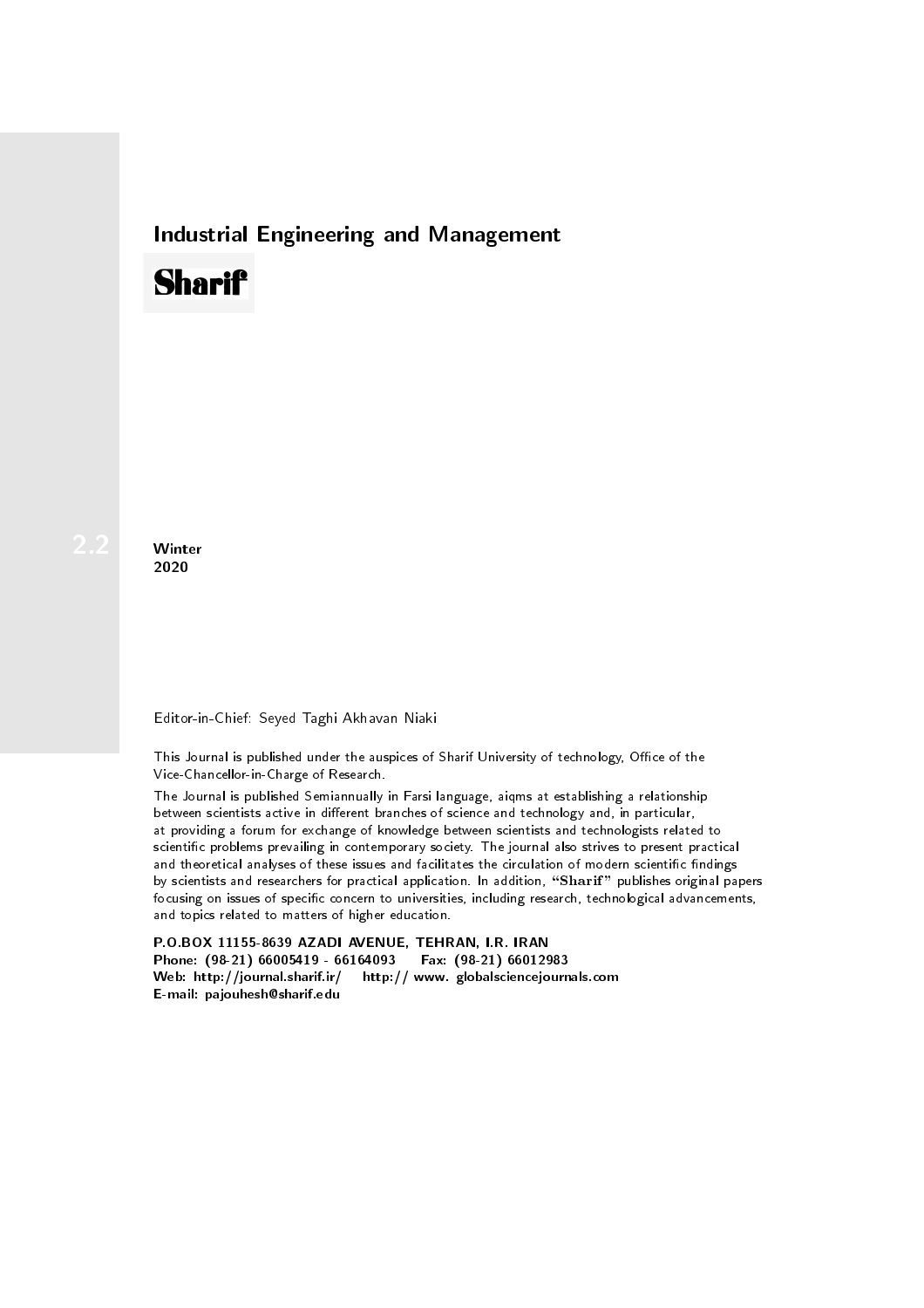# Industrial Engineering and Management

**Sharif**

2.2

**Winter**
**2020**

Editor-in-Chief: Seyed Taghi Akhavan Niaki

This Journal is published under the auspices of Sharif University of technology, Office of the Vice-Chancellor-in-Charge of Research.

The Journal is published Semiannually in Farsi language, aiqms at establishing a relationship between scientists active in different branches of science and technology and, in particular, at providing a forum for exchange of knowledge between scientists and technologists related to scientific problems prevailing in contemporary society. The journal also strives to present practical and theoretical analyses of these issues and facilitates the circulation of modern scientific findings by scientists and researchers for practical application. In addition, "**Sharif**" publishes original papers focusing on issues of specific concern to universities, including research, technological advancements, and topics related to matters of higher education.

**P.O.BOX 11155-8639 AZADI AVENUE, TEHRAN, I.R. IRAN**
**Phone: (98-21) 66005419 - 66164093 Fax: (98-21) 66012983**
**Web: http://journal.sharif.ir/ http:// www. globalsciencejournals.com**
**E-mail: pajouhesh@sharif.edu**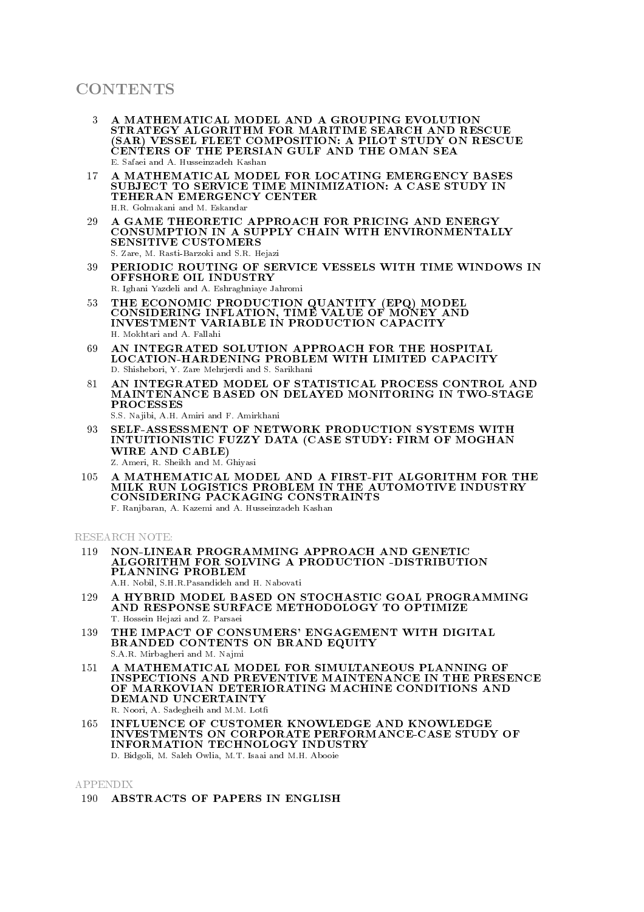# CONTENTS

3 **A MATHEMATICAL MODEL AND A GROUPING EVOLUTION STRATEGY ALGORITHM FOR MARITIME SEARCH AND RESCUE (SAR) VESSEL FLEET COMPOSITION: A PILOT STUDY ON RESCUE CENTERS OF THE PERSIAN GULF AND THE OMAN SEA**
E. Safaei and A. Husseinzadeh Kashan

17 **A MATHEMATICAL MODEL FOR LOCATING EMERGENCY BASES SUBJECT TO SERVICE TIME MINIMIZATION: A CASE STUDY IN TEHERAN EMERGENCY CENTER**
H.R. Golmakani and M. Eskandar

29 **A GAME THEORETIC APPROACH FOR PRICING AND ENERGY CONSUMPTION IN A SUPPLY CHAIN WITH ENVIRONMENTALLY SENSITIVE CUSTOMERS**
S. Zare, M. Rasti-Barzoki and S.R. Hejazi

39 **PERIODIC ROUTING OF SERVICE VESSELS WITH TIME WINDOWS IN OFFSHORE OIL INDUSTRY**
R. Ighani Yazdeli and A. Eshraghniaye Jahromi

53 **THE ECONOMIC PRODUCTION QUANTITY (EPQ) MODEL CONSIDERING INFLATION, TIME VALUE OF MONEY AND INVESTMENT VARIABLE IN PRODUCTION CAPACITY**
H. Mokhtari and A. Fallahi

69 **AN INTEGRATED SOLUTION APPROACH FOR THE HOSPITAL LOCATION-HARDENING PROBLEM WITH LIMITED CAPACITY**
D. Shishebori, Y. Zare Mehrjerdi and S. Sarikhani

81 **AN INTEGRATED MODEL OF STATISTICAL PROCESS CONTROL AND MAINTENANCE BASED ON DELAYED MONITORING IN TWO-STAGE PROCESSES**
S.S. Najibi, A.H. Amiri and F. Amirkhani

93 **SELF-ASSESSMENT OF NETWORK PRODUCTION SYSTEMS WITH INTUITIONISTIC FUZZY DATA (CASE STUDY: FIRM OF MOGHAN WIRE AND CABLE)**
Z. Ameri, R. Sheikh and M. Ghiyasi

105 **A MATHEMATICAL MODEL AND A FIRST-FIT ALGORITHM FOR THE MILK RUN LOGISTICS PROBLEM IN THE AUTOMOTIVE INDUSTRY CONSIDERING PACKAGING CONSTRAINTS**
F. Ranjbaran, A. Kazemi and A. Husseinzadeh Kashan

RESEARCH NOTE:

119 **NON-LINEAR PROGRAMMING APPROACH AND GENETIC ALGORITHM FOR SOLVING A PRODUCTION -DISTRIBUTION PLANNING PROBLEM**
A.H. Nobil, S.H.R.Pasandideh and H. Nabovati

129 **A HYBRID MODEL BASED ON STOCHASTIC GOAL PROGRAMMING AND RESPONSE SURFACE METHODOLOGY TO OPTIMIZE**
T. Hossein Hejazi and Z. Parsaei

139 **THE IMPACT OF CONSUMERS' ENGAGEMENT WITH DIGITAL BRANDED CONTENTS ON BRAND EQUITY**
S.A.R. Mirbagheri and M. Najmi

151 **A MATHEMATICAL MODEL FOR SIMULTANEOUS PLANNING OF INSPECTIONS AND PREVENTIVE MAINTENANCE IN THE PRESENCE OF MARKOVIAN DETERIORATING MACHINE CONDITIONS AND DEMAND UNCERTAINTY**
R. Noori, A. Sadegheih and M.M. Lotfi

165 **INFLUENCE OF CUSTOMER KNOWLEDGE AND KNOWLEDGE INVESTMENTS ON CORPORATE PERFORMANCE-CASE STUDY OF INFORMATION TECHNOLOGY INDUSTRY**
D. Bidgoli, M. Saleh Owlia, M.T. Isaai and M.H. Abooie

APPENDIX

190 **ABSTRACTS OF PAPERS IN ENGLISH**